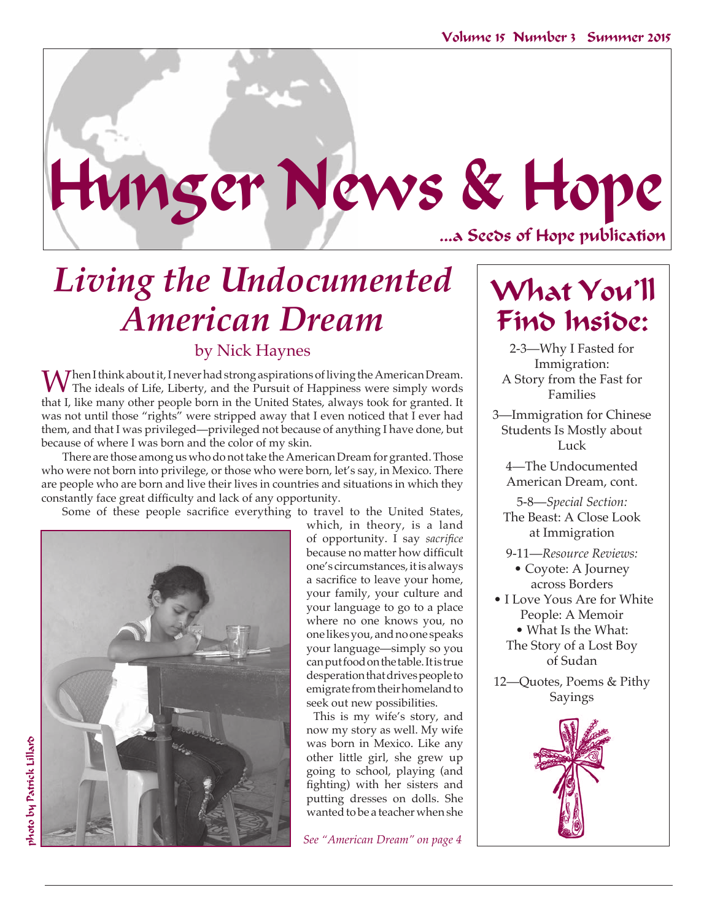# Hunger News & Hope

...a Seeds of Hope publication

# *Living the Undocumented American Dream*

by Nick Haynes

When I think about it, I never had strong aspirations of living the American Dream. The ideals of Life, Liberty, and the Pursuit of Happiness were simply words that I, like many other people born in the United States, always took for granted. It was not until those "rights" were stripped away that I even noticed that I ever had them, and that I was privileged—privileged not because of anything I have done, but because of where I was born and the color of my skin.

There are those among us who do not take the American Dream for granted. Those who were not born into privilege, or those who were born, let's say, in Mexico. There are people who are born and live their lives in countries and situations in which they constantly face great difficulty and lack of any opportunity.

Some of these people sacrifice everything to travel to the United States, which, in theory, is a land of opportunity. I say *sacrifice* because no matter how difficult one's circumstances, it is always a sacrifice to leave your home, your family, your culture and your language to go to a place where no one knows you, no one likes you, and no one speaks your language—simply so you can put food on the table. It is true desperation that drives people to emigrate from their homeland to seek out new possibilities.

This is my wife's story, and now my story as well. My wife was born in Mexico. Like any other little girl, she grew up going to school, playing (and fighting) with her sisters and putting dresses on dolls. She wanted to be a teacher when she

*See "American Dream" on page 4*

photo by Patrick Lillard

## What You'll Find Inside:

2-3—Why I Fasted for Immigration: A Story from the Fast for Families

3—Immigration for Chinese Students Is Mostly about Luck

4—The Undocumented American Dream, cont.

5-8—*Special Section:* The Beast: A Close Look at Immigration

9-11—*Resource Reviews:*
- Coyote: A Journey across Borders
- I Love Yous Are for White People: A Memoir
- What Is the What: The Story of a Lost Boy of Sudan

12—Quotes, Poems & Pithy Sayings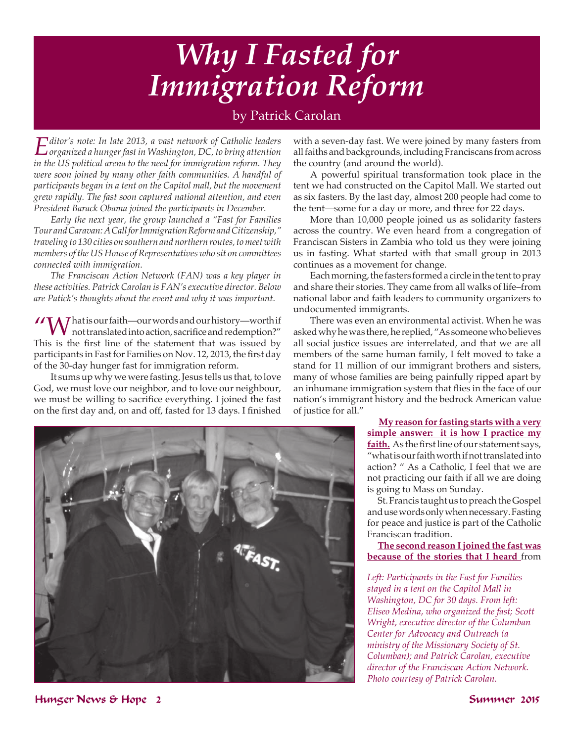# *Why I Fasted for Immigration Reform*

by Patrick Carolan

*Editor's note: In late 2013, a vast network of Catholic leaders organized a hunger fast in Washington, DC, to bring attention in the US political arena to the need for immigration reform. They were soon joined by many other faith communities. A handful of participants began in a tent on the Capitol mall, but the movement grew rapidly. The fast soon captured national attention, and even President Barack Obama joined the participants in December.*

*Early the next year, the group launched a "Fast for Families Tour and Caravan: A Call for Immigration Reform and Citizenship," traveling to 130 cities on southern and northern routes, to meet with members of the US House of Representatives who sit on committees connected with immigration.*

*The Franciscan Action Network (FAN) was a key player in these activities. Patrick Carolan is FAN's executive director. Below are Patick's thoughts about the event and why it was important.*

"What is our faith—our words and our history—worth if not translated into action, sacrifice and redemption?" This is the first line of the statement that was issued by participants in Fast for Families on Nov. 12, 2013, the first day of the 30-day hunger fast for immigration reform.

It sums up why we were fasting. Jesus tells us that, to love God, we must love our neighbor, and to love our neighbour, we must be willing to sacrifice everything. I joined the fast on the first day and, on and off, fasted for 13 days. I finished with a seven-day fast. We were joined by many fasters from all faiths and backgrounds, including Franciscans from across the country (and around the world).

A powerful spiritual transformation took place in the tent we had constructed on the Capitol Mall. We started out as six fasters. By the last day, almost 200 people had come to the tent—some for a day or more, and three for 22 days.

More than 10,000 people joined us as solidarity fasters across the country. We even heard from a congregation of Franciscan Sisters in Zambia who told us they were joining us in fasting. What started with that small group in 2013 continues as a movement for change.

Each morning, the fasters formed a circle in the tent to pray and share their stories. They came from all walks of life–from national labor and faith leaders to community organizers to undocumented immigrants.

There was even an environmental activist. When he was asked why he was there, he replied, "As someone who believes all social justice issues are interrelated, and that we are all members of the same human family, I felt moved to take a stand for 11 million of our immigrant brothers and sisters, many of whose families are being painfully ripped apart by an inhumane immigration system that flies in the face of our nation's immigrant history and the bedrock American value of justice for all."

**My reason for fasting starts with a very simple answer: it is how I practice my faith.** As the first line of our statement says, "what is our faith worth if not translated into action? " As a Catholic, I feel that we are not practicing our faith if all we are doing is going to Mass on Sunday.

St. Francis taught us to preach the Gospel and use words only when necessary. Fasting for peace and justice is part of the Catholic Franciscan tradition.

**The second reason I joined the fast was because of the stories that I heard** from

*Left: Participants in the Fast for Families stayed in a tent on the Capitol Mall in Washington, DC for 30 days. From left: Eliseo Medina, who organized the fast; Scott Wright, executive director of the Columban Center for Advocacy and Outreach (a ministry of the Missionary Society of St. Columban); and Patrick Carolan, executive director of the Franciscan Action Network. Photo courtesy of Patrick Carolan.*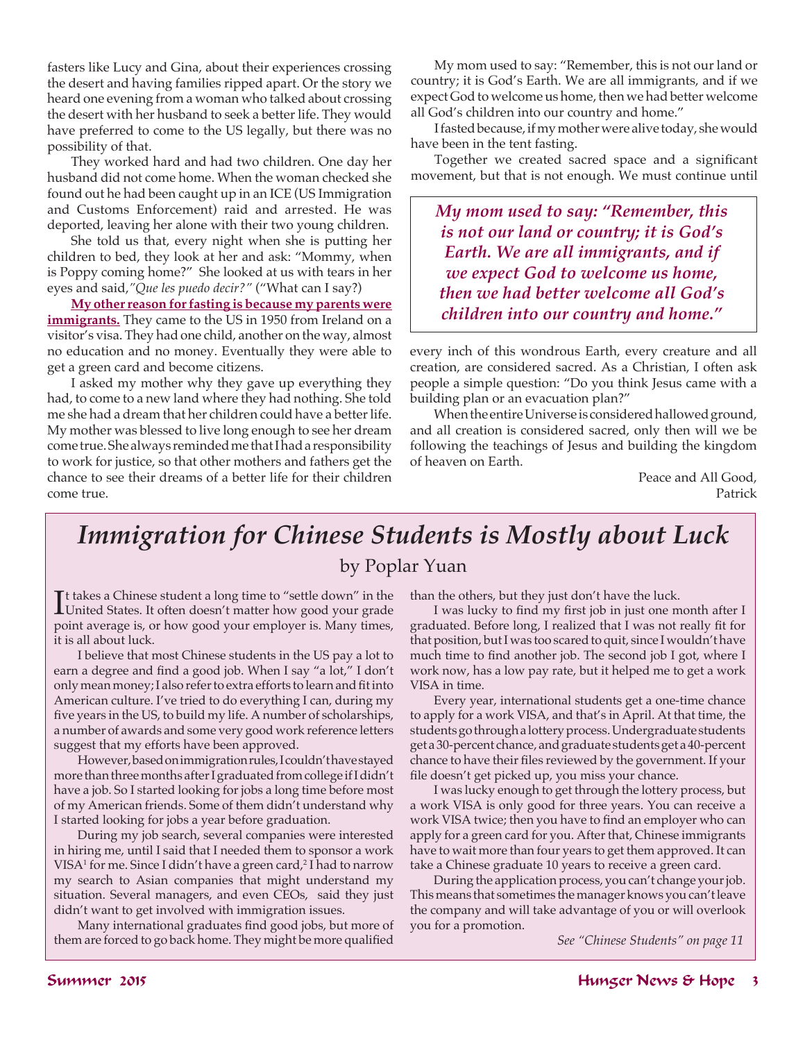fasters like Lucy and Gina, about their experiences crossing the desert and having families ripped apart. Or the story we heard one evening from a woman who talked about crossing the desert with her husband to seek a better life. They would have preferred to come to the US legally, but there was no possibility of that.

They worked hard and had two children. One day her husband did not come home. When the woman checked she found out he had been caught up in an ICE (US Immigration and Customs Enforcement) raid and arrested. He was deported, leaving her alone with their two young children.

She told us that, every night when she is putting her children to bed, they look at her and ask: "Mommy, when is Poppy coming home?" She looked at us with tears in her eyes and said, *"Que les puedo decir?"* ("What can I say?)

**My other reason for fasting is because my parents were immigrants.** They came to the US in 1950 from Ireland on a visitor's visa. They had one child, another on the way, almost no education and no money. Eventually they were able to get a green card and become citizens.

I asked my mother why they gave up everything they had, to come to a new land where they had nothing. She told me she had a dream that her children could have a better life. My mother was blessed to live long enough to see her dream come true. She always reminded me that I had a responsibility to work for justice, so that other mothers and fathers get the chance to see their dreams of a better life for their children come true.

My mom used to say: "Remember, this is not our land or country; it is God's Earth. We are all immigrants, and if we expect God to welcome us home, then we had better welcome all God's children into our country and home."

I fasted because, if my mother were alive today, she would have been in the tent fasting.

Together we created sacred space and a significant movement, but that is not enough. We must continue until every inch of this wondrous Earth, every creature and all creation, are considered sacred. As a Christian, I often ask people a simple question: "Do you think Jesus came with a building plan or an evacuation plan?"

> *My mom used to say: "Remember, this is not our land or country; it is God's Earth. We are all immigrants, and if we expect God to welcome us home, then we had better welcome all God's children into our country and home."*

When the entire Universe is considered hallowed ground, and all creation is considered sacred, only then will we be following the teachings of Jesus and building the kingdom of heaven on Earth.

Peace and All Good,
Patrick

# Immigration for Chinese Students is Mostly about Luck

by Poplar Yuan

It takes a Chinese student a long time to "settle down" in the United States. It often doesn't matter how good your grade point average is, or how good your employer is. Many times, it is all about luck.

I believe that most Chinese students in the US pay a lot to earn a degree and find a good job. When I say "a lot," I don't only mean money; I also refer to extra efforts to learn and fit into American culture. I've tried to do everything I can, during my five years in the US, to build my life. A number of scholarships, a number of awards and some very good work reference letters suggest that my efforts have been approved.

However, based on immigration rules, I couldn't have stayed more than three months after I graduated from college if I didn't have a job. So I started looking for jobs a long time before most of my American friends. Some of them didn't understand why I started looking for jobs a year before graduation.

During my job search, several companies were interested in hiring me, until I said that I needed them to sponsor a work VISA[1] for me. Since I didn't have a green card,[2] I had to narrow my search to Asian companies that might understand my situation. Several managers, and even CEOs, said they just didn't want to get involved with immigration issues.

Many international graduates find good jobs, but more of them are forced to go back home. They might be more qualified than the others, but they just don't have the luck.

I was lucky to find my first job in just one month after I graduated. Before long, I realized that I was not really fit for that position, but I was too scared to quit, since I wouldn't have much time to find another job. The second job I got, where I work now, has a low pay rate, but it helped me to get a work VISA in time.

Every year, international students get a one-time chance to apply for a work VISA, and that's in April. At that time, the students go through a lottery process. Undergraduate students get a 30-percent chance, and graduate students get a 40-percent chance to have their files reviewed by the government. If your file doesn't get picked up, you miss your chance.

I was lucky enough to get through the lottery process, but a work VISA is only good for three years. You can receive a work VISA twice; then you have to find an employer who can apply for a green card for you. After that, Chinese immigrants have to wait more than four years to get them approved. It can take a Chinese graduate 10 years to receive a green card.

During the application process, you can't change your job. This means that sometimes the manager knows you can't leave the company and will take advantage of you or will overlook you for a promotion.

*See "Chinese Students" on page 11*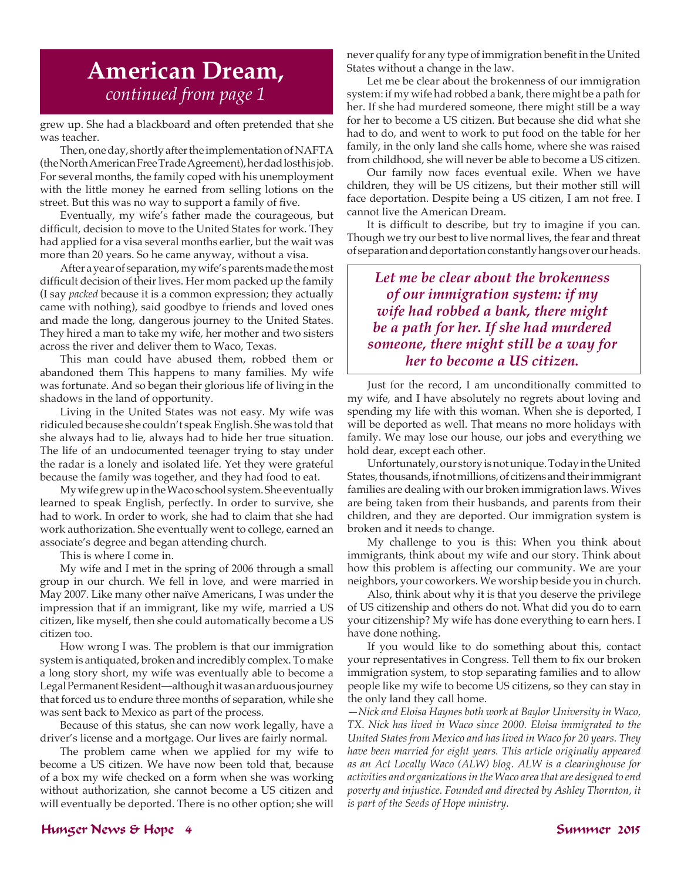# American Dream,

*continued from page 1*

grew up. She had a blackboard and often pretended that she was teacher.

Then, one day, shortly after the implementation of NAFTA (the North American Free Trade Agreement), her dad lost his job. For several months, the family coped with his unemployment with the little money he earned from selling lotions on the street. But this was no way to support a family of five.

Eventually, my wife's father made the courageous, but difficult, decision to move to the United States for work. They had applied for a visa several months earlier, but the wait was more than 20 years. So he came anyway, without a visa.

After a year of separation, my wife's parents made the most difficult decision of their lives. Her mom packed up the family (I say *packed* because it is a common expression; they actually came with nothing), said goodbye to friends and loved ones and made the long, dangerous journey to the United States. They hired a man to take my wife, her mother and two sisters across the river and deliver them to Waco, Texas.

This man could have abused them, robbed them or abandoned them This happens to many families. My wife was fortunate. And so began their glorious life of living in the shadows in the land of opportunity.

Living in the United States was not easy. My wife was ridiculed because she couldn't speak English. She was told that she always had to lie, always had to hide her true situation. The life of an undocumented teenager trying to stay under the radar is a lonely and isolated life. Yet they were grateful because the family was together, and they had food to eat.

My wife grew up in the Waco school system. She eventually learned to speak English, perfectly. In order to survive, she had to work. In order to work, she had to claim that she had work authorization. She eventually went to college, earned an associate's degree and began attending church.

This is where I come in.

My wife and I met in the spring of 2006 through a small group in our church. We fell in love, and were married in May 2007. Like many other naïve Americans, I was under the impression that if an immigrant, like my wife, married a US citizen, like myself, then she could automatically become a US citizen too.

How wrong I was. The problem is that our immigration system is antiquated, broken and incredibly complex. To make a long story short, my wife was eventually able to become a Legal Permanent Resident—although it was an arduous journey that forced us to endure three months of separation, while she was sent back to Mexico as part of the process.

Because of this status, she can now work legally, have a driver's license and a mortgage. Our lives are fairly normal.

The problem came when we applied for my wife to become a US citizen. We have now been told that, because of a box my wife checked on a form when she was working without authorization, she cannot become a US citizen and will eventually be deported. There is no other option; she will never qualify for any type of immigration benefit in the United States without a change in the law.

Let me be clear about the brokenness of our immigration system: if my wife had robbed a bank, there might be a path for her. If she had murdered someone, there might still be a way for her to become a US citizen. But because she did what she had to do, and went to work to put food on the table for her family, in the only land she calls home, where she was raised from childhood, she will never be able to become a US citizen.

Our family now faces eventual exile. When we have children, they will be US citizens, but their mother still will face deportation. Despite being a US citizen, I am not free. I cannot live the American Dream.

It is difficult to describe, but try to imagine if you can. Though we try our best to live normal lives, the fear and threat of separation and deportation constantly hangs over our heads.

> ***Let me be clear about the brokenness of our immigration system: if my wife had robbed a bank, there might be a path for her. If she had murdered someone, there might still be a way for her to become a US citizen.***

Just for the record, I am unconditionally committed to my wife, and I have absolutely no regrets about loving and spending my life with this woman. When she is deported, I will be deported as well. That means no more holidays with family. We may lose our house, our jobs and everything we hold dear, except each other.

Unfortunately, our story is not unique. Today in the United States, thousands, if not millions, of citizens and their immigrant families are dealing with our broken immigration laws. Wives are being taken from their husbands, and parents from their children, and they are deported. Our immigration system is broken and it needs to change.

My challenge to you is this: When you think about immigrants, think about my wife and our story. Think about how this problem is affecting our community. We are your neighbors, your coworkers. We worship beside you in church.

Also, think about why it is that you deserve the privilege of US citizenship and others do not. What did you do to earn your citizenship? My wife has done everything to earn hers. I have done nothing.

If you would like to do something about this, contact your representatives in Congress. Tell them to fix our broken immigration system, to stop separating families and to allow people like my wife to become US citizens, so they can stay in the only land they call home.

*—Nick and Eloisa Haynes both work at Baylor University in Waco, TX. Nick has lived in Waco since 2000. Eloisa immigrated to the United States from Mexico and has lived in Waco for 20 years. They have been married for eight years. This article originally appeared as an Act Locally Waco (ALW) blog. ALW is a clearinghouse for activities and organizations in the Waco area that are designed to end poverty and injustice. Founded and directed by Ashley Thornton, it is part of the Seeds of Hope ministry.*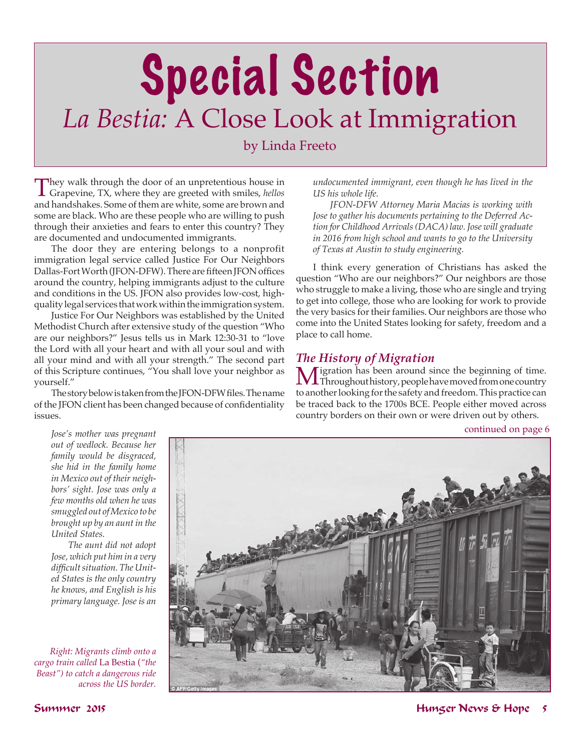# Special Section

## *La Bestia:* A Close Look at Immigration

by Linda Freeto

They walk through the door of an unpretentious house in Grapevine, TX, where they are greeted with smiles, *hellos* and handshakes. Some of them are white, some are brown and some are black. Who are these people who are willing to push through their anxieties and fears to enter this country? They are documented and undocumented immigrants.

The door they are entering belongs to a nonprofit immigration legal service called Justice For Our Neighbors Dallas-Fort Worth (JFON-DFW). There are fifteen JFON offices around the country, helping immigrants adjust to the culture and conditions in the US. JFON also provides low-cost, high-quality legal services that work within the immigration system.

Justice For Our Neighbors was established by the United Methodist Church after extensive study of the question "Who are our neighbors?" Jesus tells us in Mark 12:30-31 to "love the Lord with all your heart and with all your soul and with all your mind and with all your strength." The second part of this Scripture continues, "You shall love your neighbor as yourself."

The story below is taken from the JFON-DFW files. The name of the JFON client has been changed because of confidentiality issues.

*Jose's mother was pregnant out of wedlock. Because her family would be disgraced, she hid in the family home in Mexico out of their neighbors' sight. Jose was only a few months old when he was smuggled out of Mexico to be brought up by an aunt in the United States.*

*The aunt did not adopt Jose, which put him in a very difficult situation. The United States is the only country he knows, and English is his primary language. Jose is an undocumented immigrant, even though he has lived in the US his whole life.*

*JFON-DFW Attorney Maria Macias is working with Jose to gather his documents pertaining to the Deferred Action for Childhood Arrivals (DACA) law. Jose will graduate in 2016 from high school and wants to go to the University of Texas at Austin to study engineering.*

I think every generation of Christians has asked the question "Who are our neighbors?" Our neighbors are those who struggle to make a living, those who are single and trying to get into college, those who are looking for work to provide the very basics for their families. Our neighbors are those who come into the United States looking for safety, freedom and a place to call home.

### *The History of Migration*

Migration has been around since the beginning of time. Throughout history, people have moved from one country to another looking for the safety and freedom. This practice can be traced back to the 1700s BCE. People either moved across country borders on their own or were driven out by others.

continued on page 6

*Right: Migrants climb onto a cargo train called* La Bestia *("the Beast") to catch a dangerous ride across the US border.*

© AFP/Getty Images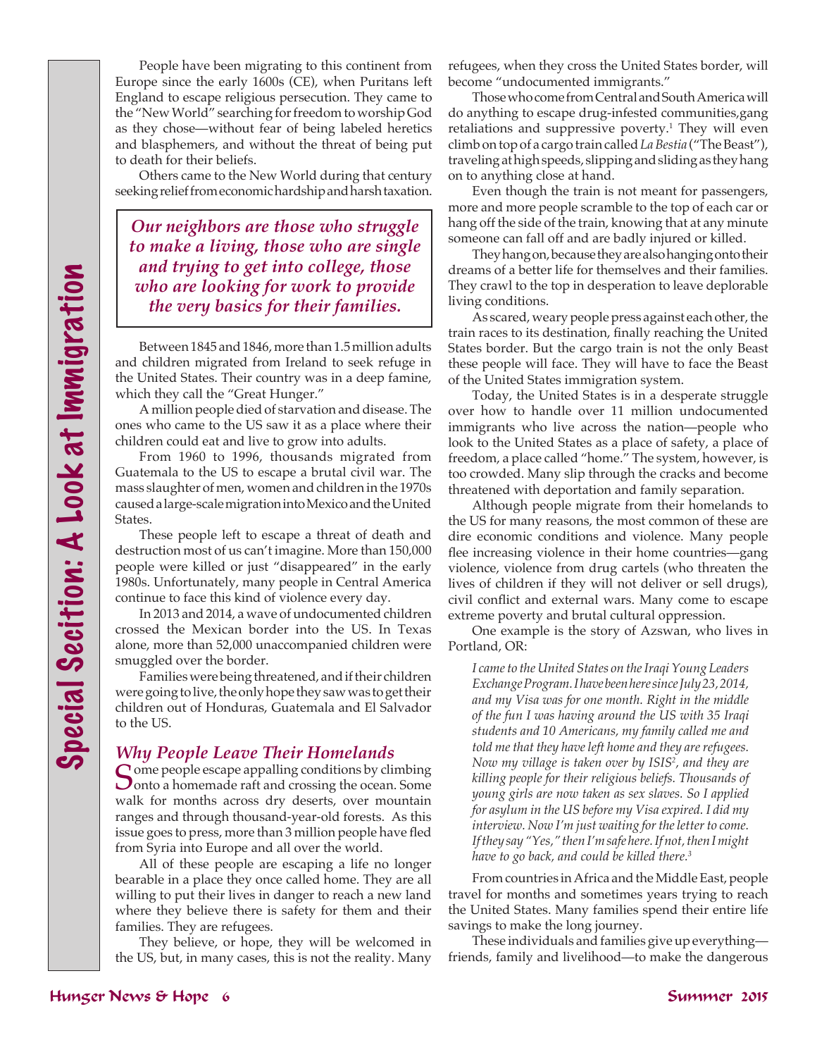# Special Secition: A Look at Immigration

People have been migrating to this continent from Europe since the early 1600s (CE), when Puritans left England to escape religious persecution. They came to the "New World" searching for freedom to worship God as they chose—without fear of being labeled heretics and blasphemers, and without the threat of being put to death for their beliefs.

Others came to the New World during that century seeking relief from economic hardship and harsh taxation.

> ***Our neighbors are those who struggle to make a living, those who are single and trying to get into college, those who are looking for work to provide the very basics for their families.***

Between 1845 and 1846, more than 1.5 million adults and children migrated from Ireland to seek refuge in the United States. Their country was in a deep famine, which they call the "Great Hunger."

A million people died of starvation and disease. The ones who came to the US saw it as a place where their children could eat and live to grow into adults.

From 1960 to 1996, thousands migrated from Guatemala to the US to escape a brutal civil war. The mass slaughter of men, women and children in the 1970s caused a large-scale migration into Mexico and the United States.

These people left to escape a threat of death and destruction most of us can't imagine. More than 150,000 people were killed or just "disappeared" in the early 1980s. Unfortunately, many people in Central America continue to face this kind of violence every day.

In 2013 and 2014, a wave of undocumented children crossed the Mexican border into the US. In Texas alone, more than 52,000 unaccompanied children were smuggled over the border.

Families were being threatened, and if their children were going to live, the only hope they saw was to get their children out of Honduras, Guatemala and El Salvador to the US.

## *Why People Leave Their Homelands*

Some people escape appalling conditions by climbing onto a homemade raft and crossing the ocean. Some walk for months across dry deserts, over mountain ranges and through thousand-year-old forests. As this issue goes to press, more than 3 million people have fled from Syria into Europe and all over the world.

All of these people are escaping a life no longer bearable in a place they once called home. They are all willing to put their lives in danger to reach a new land where they believe there is safety for them and their families. They are refugees.

They believe, or hope, they will be welcomed in the US, but, in many cases, this is not the reality. Many refugees, when they cross the United States border, will become "undocumented immigrants."

Those who come from Central and South America will do anything to escape drug-infested communities,gang retaliations and suppressive poverty.[1] They will even climb on top of a cargo train called *La Bestia* ("The Beast"), traveling at high speeds, slipping and sliding as they hang on to anything close at hand.

Even though the train is not meant for passengers, more and more people scramble to the top of each car or hang off the side of the train, knowing that at any minute someone can fall off and are badly injured or killed.

They hang on, because they are also hanging onto their dreams of a better life for themselves and their families. They crawl to the top in desperation to leave deplorable living conditions.

As scared, weary people press against each other, the train races to its destination, finally reaching the United States border. But the cargo train is not the only Beast these people will face. They will have to face the Beast of the United States immigration system.

Today, the United States is in a desperate struggle over how to handle over 11 million undocumented immigrants who live across the nation—people who look to the United States as a place of safety, a place of freedom, a place called "home." The system, however, is too crowded. Many slip through the cracks and become threatened with deportation and family separation.

Although people migrate from their homelands to the US for many reasons, the most common of these are dire economic conditions and violence. Many people flee increasing violence in their home countries—gang violence, violence from drug cartels (who threaten the lives of children if they will not deliver or sell drugs), civil conflict and external wars. Many come to escape extreme poverty and brutal cultural oppression.

One example is the story of Azswan, who lives in Portland, OR:

> *I came to the United States on the Iraqi Young Leaders Exchange Program. I have been here since July 23, 2014, and my Visa was for one month. Right in the middle of the fun I was having around the US with 35 Iraqi students and 10 Americans, my family called me and told me that they have left home and they are refugees. Now my village is taken over by ISIS[2], and they are killing people for their religious beliefs. Thousands of young girls are now taken as sex slaves. So I applied for asylum in the US before my Visa expired. I did my interview. Now I'm just waiting for the letter to come. If they say "Yes," then I'm safe here. If not, then I might have to go back, and could be killed there.[3]*

From countries in Africa and the Middle East, people travel for months and sometimes years trying to reach the United States. Many families spend their entire life savings to make the long journey.

These individuals and families give up everything—friends, family and livelihood—to make the dangerous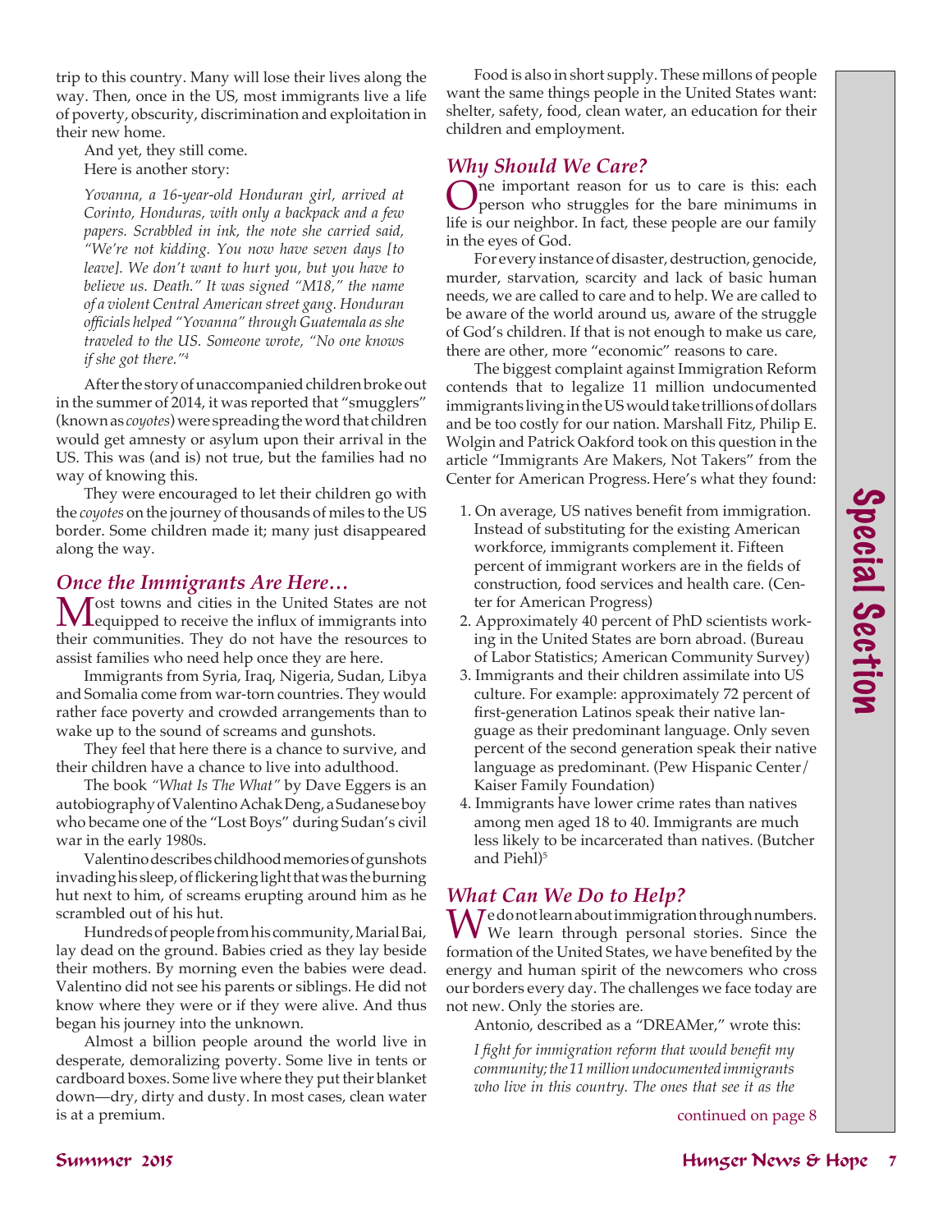trip to this country. Many will lose their lives along the way. Then, once in the US, most immigrants live a life of poverty, obscurity, discrimination and exploitation in their new home.

And yet, they still come.

Here is another story:

*Yovanna, a 16-year-old Honduran girl, arrived at Corinto, Honduras, with only a backpack and a few papers. Scrabbled in ink, the note she carried said, "We're not kidding. You now have seven days [to leave]. We don't want to hurt you, but you have to believe us. Death." It was signed "M18," the name of a violent Central American street gang. Honduran officials helped "Yovanna" through Guatemala as she traveled to the US. Someone wrote, "No one knows if she got there."*[4]

After the story of unaccompanied children broke out in the summer of 2014, it was reported that "smugglers" (known as *coyotes*) were spreading the word that children would get amnesty or asylum upon their arrival in the US. This was (and is) not true, but the families had no way of knowing this.

They were encouraged to let their children go with the *coyotes* on the journey of thousands of miles to the US border. Some children made it; many just disappeared along the way.

## Once the Immigrants Are Here…

Most towns and cities in the United States are not equipped to receive the influx of immigrants into their communities. They do not have the resources to assist families who need help once they are here.

Immigrants from Syria, Iraq, Nigeria, Sudan, Libya and Somalia come from war-torn countries. They would rather face poverty and crowded arrangements than to wake up to the sound of screams and gunshots.

They feel that here there is a chance to survive, and their children have a chance to live into adulthood.

The book *"What Is The What"* by Dave Eggers is an autobiography of Valentino Achak Deng, a Sudanese boy who became one of the "Lost Boys" during Sudan's civil war in the early 1980s.

Valentino describes childhood memories of gunshots invading his sleep, of flickering light that was the burning hut next to him, of screams erupting around him as he scrambled out of his hut.

Hundreds of people from his community, Marial Bai, lay dead on the ground. Babies cried as they lay beside their mothers. By morning even the babies were dead. Valentino did not see his parents or siblings. He did not know where they were or if they were alive. And thus began his journey into the unknown.

Almost a billion people around the world live in desperate, demoralizing poverty. Some live in tents or cardboard boxes. Some live where they put their blanket down—dry, dirty and dusty. In most cases, clean water is at a premium.

Food is also in short supply. These millons of people want the same things people in the United States want: shelter, safety, food, clean water, an education for their children and employment.

## Why Should We Care?

One important reason for us to care is this: each person who struggles for the bare minimums in life is our neighbor. In fact, these people are our family in the eyes of God.

For every instance of disaster, destruction, genocide, murder, starvation, scarcity and lack of basic human needs, we are called to care and to help. We are called to be aware of the world around us, aware of the struggle of God's children. If that is not enough to make us care, there are other, more "economic" reasons to care.

The biggest complaint against Immigration Reform contends that to legalize 11 million undocumented immigrants living in the US would take trillions of dollars and be too costly for our nation. Marshall Fitz, Philip E. Wolgin and Patrick Oakford took on this question in the article "Immigrants Are Makers, Not Takers" from the Center for American Progress. Here's what they found:

1. On average, US natives benefit from immigration. Instead of substituting for the existing American workforce, immigrants complement it. Fifteen percent of immigrant workers are in the fields of construction, food services and health care. (Center for American Progress)
2. Approximately 40 percent of PhD scientists working in the United States are born abroad. (Bureau of Labor Statistics; American Community Survey)
3. Immigrants and their children assimilate into US culture. For example: approximately 72 percent of first-generation Latinos speak their native language as their predominant language. Only seven percent of the second generation speak their native language as predominant. (Pew Hispanic Center/Kaiser Family Foundation)
4. Immigrants have lower crime rates than natives among men aged 18 to 40. Immigrants are much less likely to be incarcerated than natives. (Butcher and Piehl)[5]

## What Can We Do to Help?

We do not learn about immigration through numbers. We learn through personal stories. Since the formation of the United States, we have benefited by the energy and human spirit of the newcomers who cross our borders every day. The challenges we face today are not new. Only the stories are.

Antonio, described as a "DREAMer," wrote this:

*I fight for immigration reform that would benefit my community; the 11 million undocumented immigrants who live in this country. The ones that see it as the*

continued on page 8

Special Section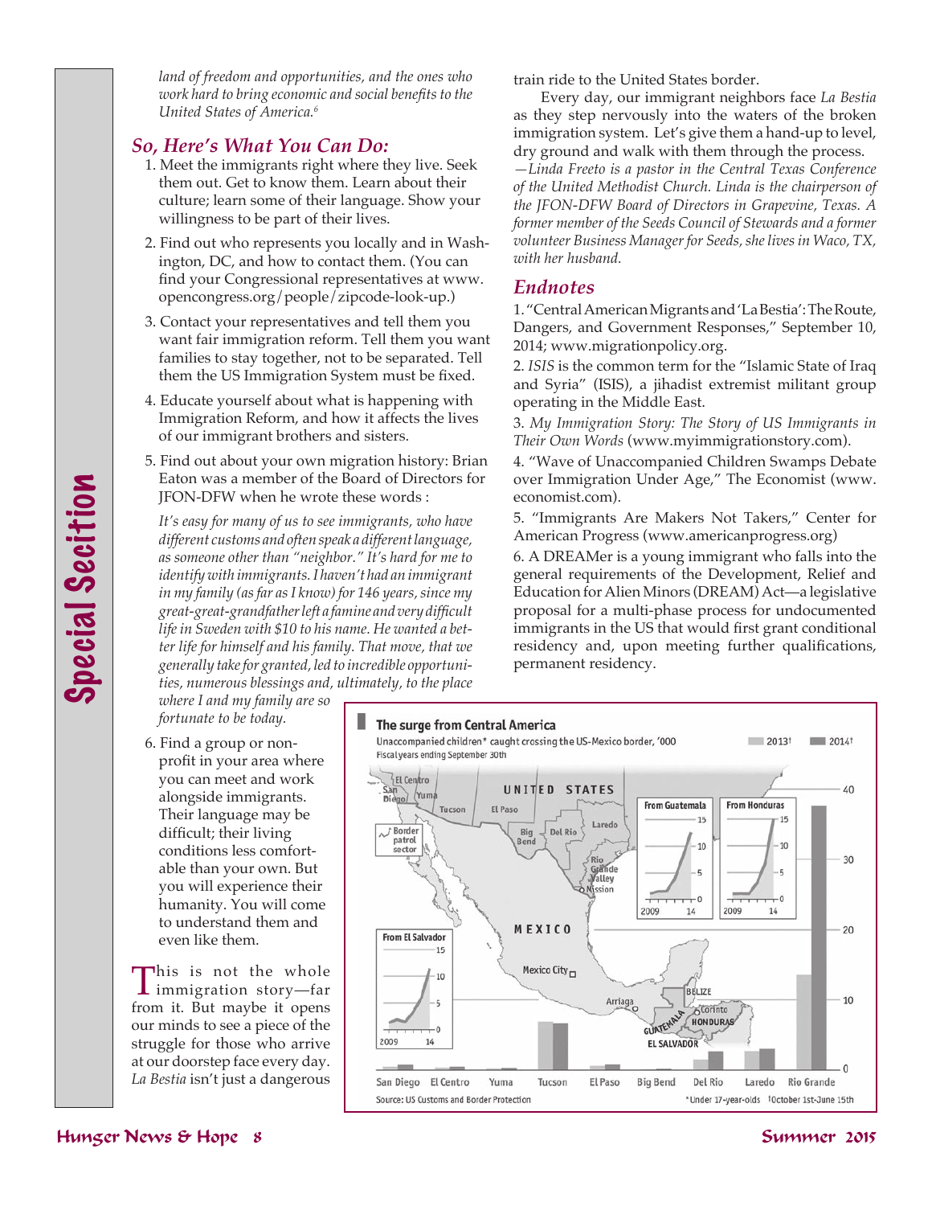*land of freedom and opportunities, and the ones who work hard to bring economic and social benefits to the United States of America.*[6]

## So, Here's What You Can Do:

1. Meet the immigrants right where they live. Seek them out. Get to know them. Learn about their culture; learn some of their language. Show your willingness to be part of their lives.
2. Find out who represents you locally and in Washington, DC, and how to contact them. (You can find your Congressional representatives at www.opencongress.org/people/zipcode-look-up.)
3. Contact your representatives and tell them you want fair immigration reform. Tell them you want families to stay together, not to be separated. Tell them the US Immigration System must be fixed.
4. Educate yourself about what is happening with Immigration Reform, and how it affects the lives of our immigrant brothers and sisters.
5. Find out about your own migration history: Brian Eaton was a member of the Board of Directors for JFON-DFW when he wrote these words :

   *It's easy for many of us to see immigrants, who have different customs and often speak a different language, as someone other than "neighbor." It's hard for me to identify with immigrants. I haven't had an immigrant in my family (as far as I know) for 146 years, since my great-great-grandfather left a famine and very difficult life in Sweden with $10 to his name. He wanted a better life for himself and his family. That move, that we generally take for granted, led to incredible opportunities, numerous blessings and, ultimately, to the place where I and my family are so fortunate to be today.*

6. Find a group or non-profit in your area where you can meet and work alongside immigrants. Their language may be difficult; their living conditions less comfortable than your own. But you will experience their humanity. You will come to understand them and even like them.

This is not the whole immigration story—far from it. But maybe it opens our minds to see a piece of the struggle for those who arrive at our doorstep face every day. *La Bestia* isn't just a dangerous train ride to the United States border.

Every day, our immigrant neighbors face *La Bestia* as they step nervously into the waters of the broken immigration system. Let's give them a hand-up to level, dry ground and walk with them through the process.

*—Linda Freeto is a pastor in the Central Texas Conference of the United Methodist Church. Linda is the chairperson of the JFON-DFW Board of Directors in Grapevine, Texas. A former member of the Seeds Council of Stewards and a former volunteer Business Manager for Seeds, she lives in Waco, TX, with her husband.*

## Endnotes

1. "Central American Migrants and 'La Bestia': The Route, Dangers, and Government Responses," September 10, 2014; www.migrationpolicy.org.
2. *ISIS* is the common term for the "Islamic State of Iraq and Syria" (ISIS), a jihadist extremist militant group operating in the Middle East.
3. *My Immigration Story: The Story of US Immigrants in Their Own Words* (www.myimmigrationstory.com).
4. "Wave of Unaccompanied Children Swamps Debate over Immigration Under Age," The Economist (www.economist.com).
5. "Immigrants Are Makers Not Takers," Center for American Progress (www.americanprogress.org)
6. A DREAMer is a young immigrant who falls into the general requirements of the Development, Relief and Education for Alien Minors (DREAM) Act—a legislative proposal for a multi-phase process for undocumented immigrants in the US that would first grant conditional residency and, upon meeting further qualifications, permanent residency.

**The surge from Central America**

Unaccompanied children* caught crossing the US-Mexico border, '000
Fiscal years ending September 30th

2013† | 2014†

San Diego, El Centro, Yuma, Tucson, El Paso, Big Bend, Del Rio, Laredo, Rio Grande

From Guatemala | From Honduras | From El Salvador (2009–14)

Source: US Customs and Border Protection

*Under 17-year-olds †October 1st-June 15th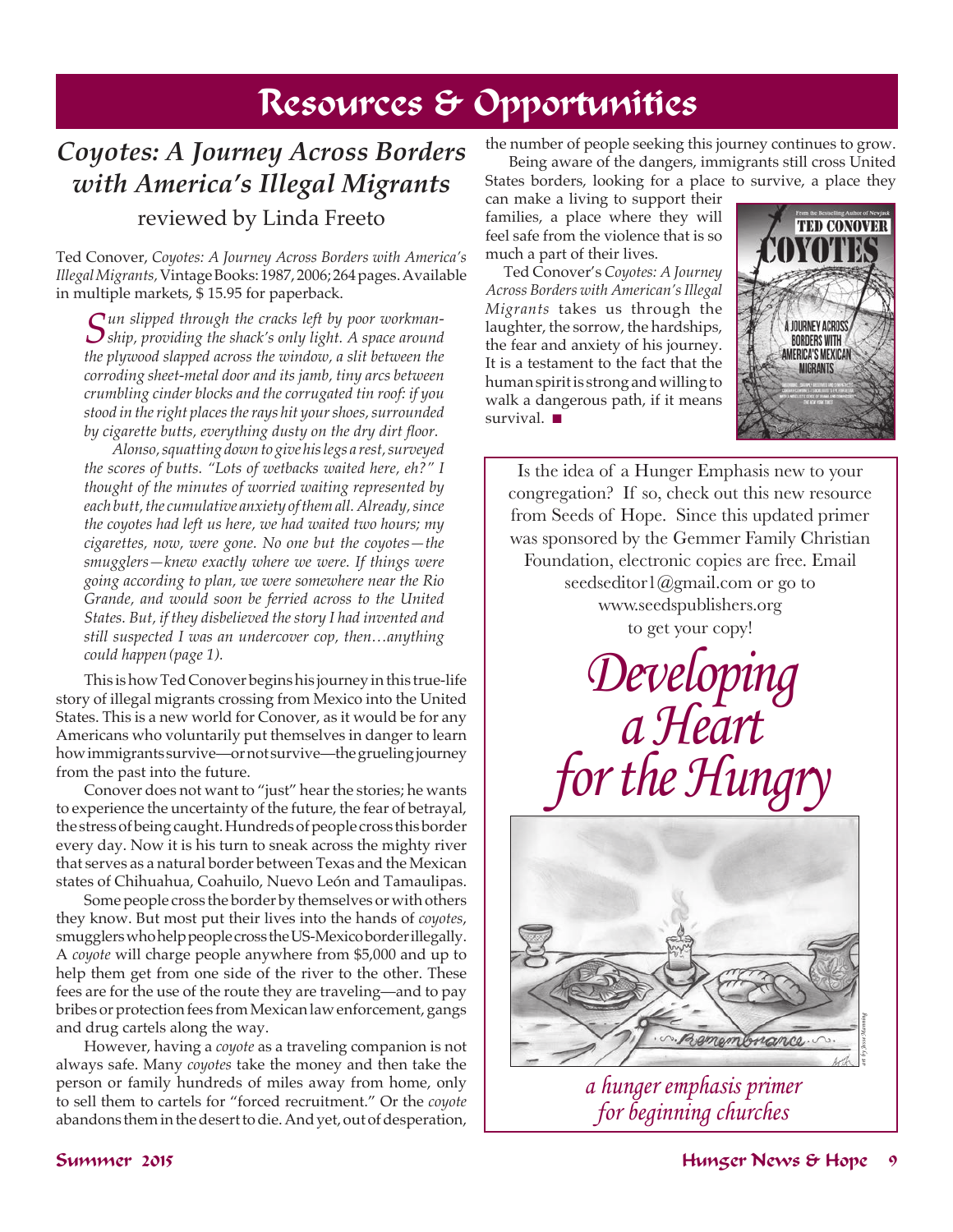# Resources & Opportunities

## *Coyotes: A Journey Across Borders with America's Illegal Migrants*

### reviewed by Linda Freeto

Ted Conover, *Coyotes: A Journey Across Borders with America's Illegal Migrants,* Vintage Books: 1987, 2006; 264 pages. Available in multiple markets, $ 15.95 for paperback.

*Sun slipped through the cracks left by poor workmanship, providing the shack's only light. A space around the plywood slapped across the window, a slit between the corroding sheet-metal door and its jamb, tiny arcs between crumbling cinder blocks and the corrugated tin roof: if you stood in the right places the rays hit your shoes, surrounded by cigarette butts, everything dusty on the dry dirt floor.*

*Alonso, squatting down to give his legs a rest, surveyed the scores of butts. "Lots of wetbacks waited here, eh?" I thought of the minutes of worried waiting represented by each butt, the cumulative anxiety of them all. Already, since the coyotes had left us here, we had waited two hours; my cigarettes, now, were gone. No one but the coyotes—the smugglers—knew exactly where we were. If things were going according to plan, we were somewhere near the Rio Grande, and would soon be ferried across to the United States. But, if they disbelieved the story I had invented and still suspected I was an undercover cop, then…anything could happen (page 1).*

This is how Ted Conover begins his journey in this true-life story of illegal migrants crossing from Mexico into the United States. This is a new world for Conover, as it would be for any Americans who voluntarily put themselves in danger to learn how immigrants survive—or not survive—the grueling journey from the past into the future.

Conover does not want to "just" hear the stories; he wants to experience the uncertainty of the future, the fear of betrayal, the stress of being caught. Hundreds of people cross this border every day. Now it is his turn to sneak across the mighty river that serves as a natural border between Texas and the Mexican states of Chihuahua, Coahuilo, Nuevo León and Tamaulipas.

Some people cross the border by themselves or with others they know. But most put their lives into the hands of *coyotes*, smugglers who help people cross the US-Mexico border illegally. A *coyote* will charge people anywhere from $5,000 and up to help them get from one side of the river to the other. These fees are for the use of the route they are traveling—and to pay bribes or protection fees from Mexican law enforcement, gangs and drug cartels along the way.

However, having a *coyote* as a traveling companion is not always safe. Many *coyotes* take the money and then take the person or family hundreds of miles away from home, only to sell them to cartels for "forced recruitment." Or the *coyote* abandons them in the desert to die. And yet, out of desperation, the number of people seeking this journey continues to grow.

Being aware of the dangers, immigrants still cross United States borders, looking for a place to survive, a place they can make a living to support their families, a place where they will feel safe from the violence that is so much a part of their lives.

Ted Conover's *Coyotes: A Journey Across Borders with American's Illegal Migrants* takes us through the laughter, the sorrow, the hardships, the fear and anxiety of his journey. It is a testament to the fact that the human spirit is strong and willing to walk a dangerous path, if it means survival. ■

---

Is the idea of a Hunger Emphasis new to your congregation? If so, check out this new resource from Seeds of Hope. Since this updated primer was sponsored by the Gemmer Family Christian Foundation, electronic copies are free. Email seedseditor1@gmail.com or go to www.seedspublishers.org to get your copy!

*Developing a Heart for the Hungry*

*a hunger emphasis primer for beginning churches*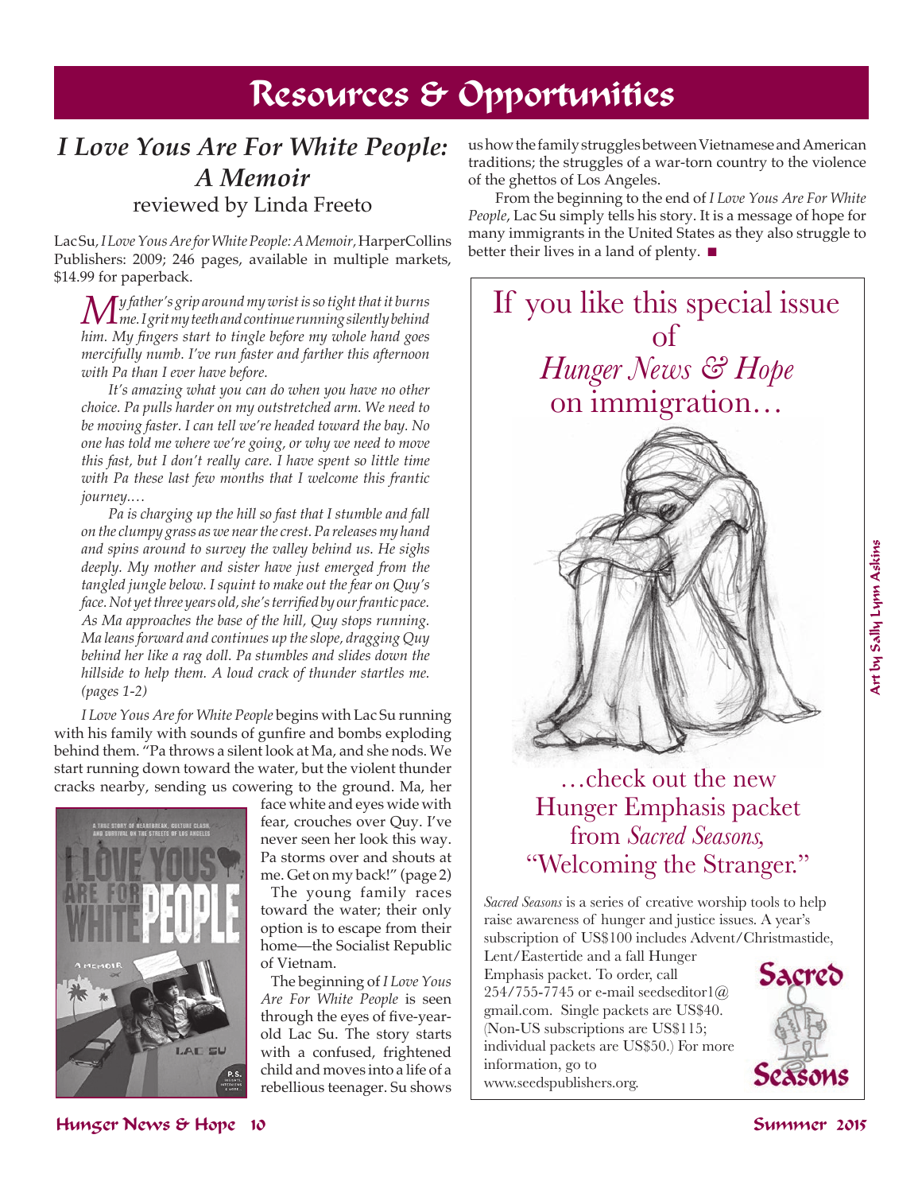# Resources & Opportunities

## *I Love Yous Are For White People: A Memoir*

reviewed by Linda Freeto

Lac Su, *I Love Yous Are for White People: A Memoir,* HarperCollins Publishers: 2009; 246 pages, available in multiple markets, $14.99 for paperback.

> *My father's grip around my wrist is so tight that it burns me. I grit my teeth and continue running silently behind him. My fingers start to tingle before my whole hand goes mercifully numb. I've run faster and farther this afternoon with Pa than I ever have before.*
>
> *It's amazing what you can do when you have no other choice. Pa pulls harder on my outstretched arm. We need to be moving faster. I can tell we're headed toward the bay. No one has told me where we're going, or why we need to move this fast, but I don't really care. I have spent so little time with Pa these last few months that I welcome this frantic journey.…*
>
> *Pa is charging up the hill so fast that I stumble and fall on the clumpy grass as we near the crest. Pa releases my hand and spins around to survey the valley behind us. He sighs deeply. My mother and sister have just emerged from the tangled jungle below. I squint to make out the fear on Quy's face. Not yet three years old, she's terrified by our frantic pace. As Ma approaches the base of the hill, Quy stops running. Ma leans forward and continues up the slope, dragging Quy behind her like a rag doll. Pa stumbles and slides down the hillside to help them. A loud crack of thunder startles me. (pages 1-2)*

*I Love Yous Are for White People* begins with Lac Su running with his family with sounds of gunfire and bombs exploding behind them. "Pa throws a silent look at Ma, and she nods. We start running down toward the water, but the violent thunder cracks nearby, sending us cowering to the ground. Ma, her face white and eyes wide with fear, crouches over Quy. I've never seen her look this way. Pa storms over and shouts at me. Get on my back!" (page 2)

The young family races toward the water; their only option is to escape from their home—the Socialist Republic of Vietnam.

The beginning of *I Love Yous Are For White People* is seen through the eyes of five-year-old Lac Su. The story starts with a confused, frightened child and moves into a life of a rebellious teenager. Su shows us how the family struggles between Vietnamese and American traditions; the struggles of a war-torn country to the violence of the ghettos of Los Angeles.

From the beginning to the end of *I Love Yous Are For White People*, Lac Su simply tells his story. It is a message of hope for many immigrants in the United States as they also struggle to better their lives in a land of plenty. ■

---

If you like this special issue of *Hunger News & Hope* on immigration…

…check out the new Hunger Emphasis packet from *Sacred Seasons,* "Welcoming the Stranger."

*Sacred Seasons* is a series of creative worship tools to help raise awareness of hunger and justice issues. A year's subscription of US$100 includes Advent/Christmastide, Lent/Eastertide and a fall Hunger Emphasis packet. To order, call 254/755-7745 or e-mail seedseditor1@gmail.com. Single packets are US$40. (Non-US subscriptions are US$115; individual packets are US$50.) For more information, go to www.seedspublishers.org.

Art by Sally Lynn Askins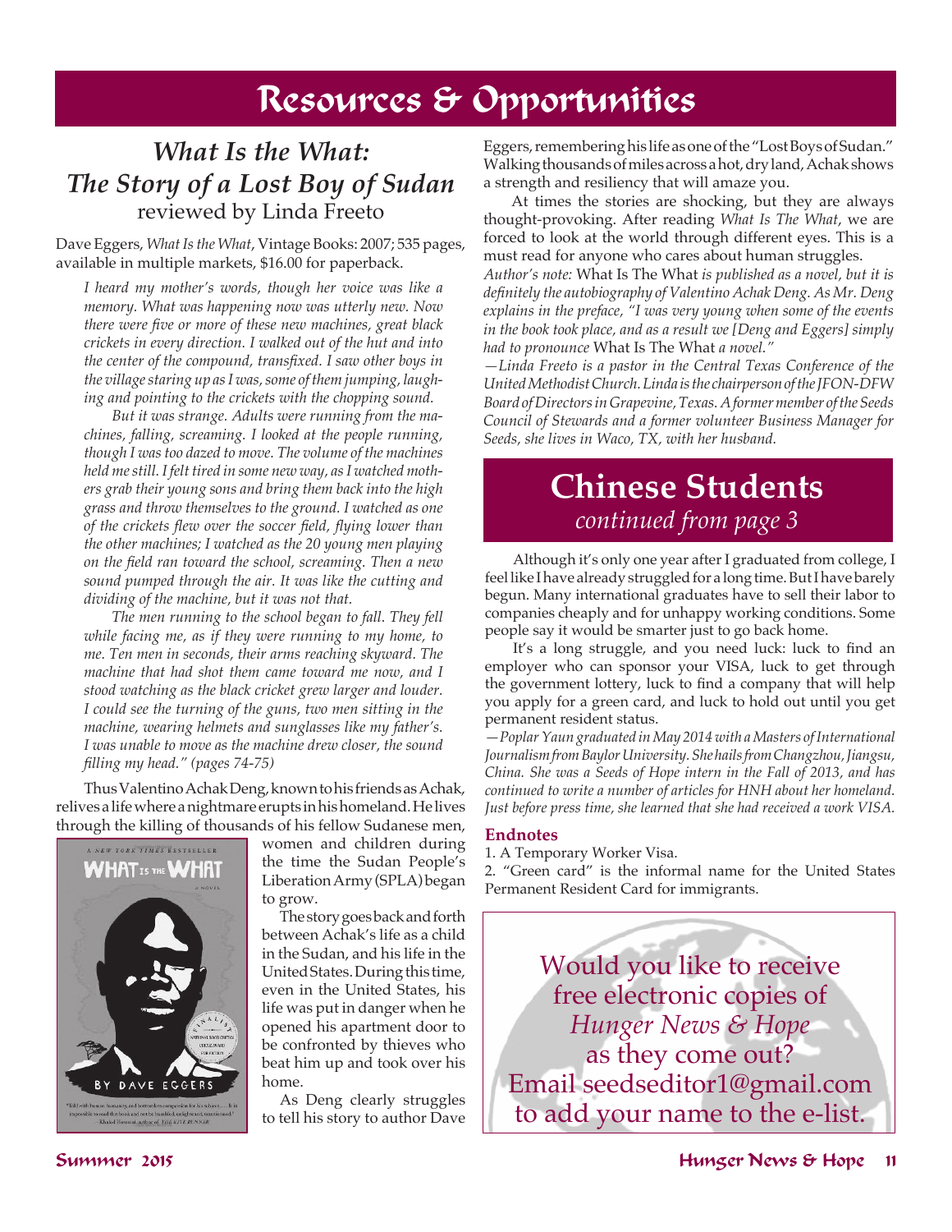# Resources & Opportunities

## *What Is the What: The Story of a Lost Boy of Sudan*

reviewed by Linda Freeto

Dave Eggers, *What Is the What*, Vintage Books: 2007; 535 pages, available in multiple markets, $16.00 for paperback.

> *I heard my mother's words, though her voice was like a memory. What was happening now was utterly new. Now there were five or more of these new machines, great black crickets in every direction. I walked out of the hut and into the center of the compound, transfixed. I saw other boys in the village staring up as I was, some of them jumping, laughing and pointing to the crickets with the chopping sound.*
>
> *But it was strange. Adults were running from the machines, falling, screaming. I looked at the people running, though I was too dazed to move. The volume of the machines held me still. I felt tired in some new way, as I watched mothers grab their young sons and bring them back into the high grass and throw themselves to the ground. I watched as one of the crickets flew over the soccer field, flying lower than the other machines; I watched as the 20 young men playing on the field ran toward the school, screaming. Then a new sound pumped through the air. It was like the cutting and dividing of the machine, but it was not that.*
>
> *The men running to the school began to fall. They fell while facing me, as if they were running to my home, to me. Ten men in seconds, their arms reaching skyward. The machine that had shot them came toward me now, and I stood watching as the black cricket grew larger and louder. I could see the turning of the guns, two men sitting in the machine, wearing helmets and sunglasses like my father's. I was unable to move as the machine drew closer, the sound filling my head." (pages 74-75)*

Thus Valentino Achak Deng, known to his friends as Achak, relives a life where a nightmare erupts in his homeland. He lives through the killing of thousands of his fellow Sudanese men, women and children during the time the Sudan People's Liberation Army (SPLA) began to grow.

The story goes back and forth between Achak's life as a child in the Sudan, and his life in the United States. During this time, even in the United States, his life was put in danger when he opened his apartment door to be confronted by thieves who beat him up and took over his home.

As Deng clearly struggles to tell his story to author Dave Eggers, remembering his life as one of the "Lost Boys of Sudan." Walking thousands of miles across a hot, dry land, Achak shows a strength and resiliency that will amaze you.

At times the stories are shocking, but they are always thought-provoking. After reading *What Is The What*, we are forced to look at the world through different eyes. This is a must read for anyone who cares about human struggles.

*Author's note:* What Is The What *is published as a novel, but it is definitely the autobiography of Valentino Achak Deng. As Mr. Deng explains in the preface, "I was very young when some of the events in the book took place, and as a result we [Deng and Eggers] simply had to pronounce* What Is The What *a novel."*

*—Linda Freeto is a pastor in the Central Texas Conference of the United Methodist Church. Linda is the chairperson of the JFON-DFW Board of Directors in Grapevine, Texas. A former member of the Seeds Council of Stewards and a former volunteer Business Manager for Seeds, she lives in Waco, TX, with her husband.*

## Chinese Students

*continued from page 3*

Although it's only one year after I graduated from college, I feel like I have already struggled for a long time. But I have barely begun. Many international graduates have to sell their labor to companies cheaply and for unhappy working conditions. Some people say it would be smarter just to go back home.

It's a long struggle, and you need luck: luck to find an employer who can sponsor your VISA, luck to get through the government lottery, luck to find a company that will help you apply for a green card, and luck to hold out until you get permanent resident status.

*—Poplar Yaun graduated in May 2014 with a Masters of International Journalism from Baylor University. She hails from Changzhou, Jiangsu, China. She was a Seeds of Hope intern in the Fall of 2013, and has continued to write a number of articles for HNH about her homeland. Just before press time, she learned that she had received a work VISA.*

### Endnotes

1. A Temporary Worker Visa.
2. "Green card" is the informal name for the United States Permanent Resident Card for immigrants.

Would you like to receive free electronic copies of *Hunger News & Hope* as they come out? Email seedseditor1@gmail.com to add your name to the e-list.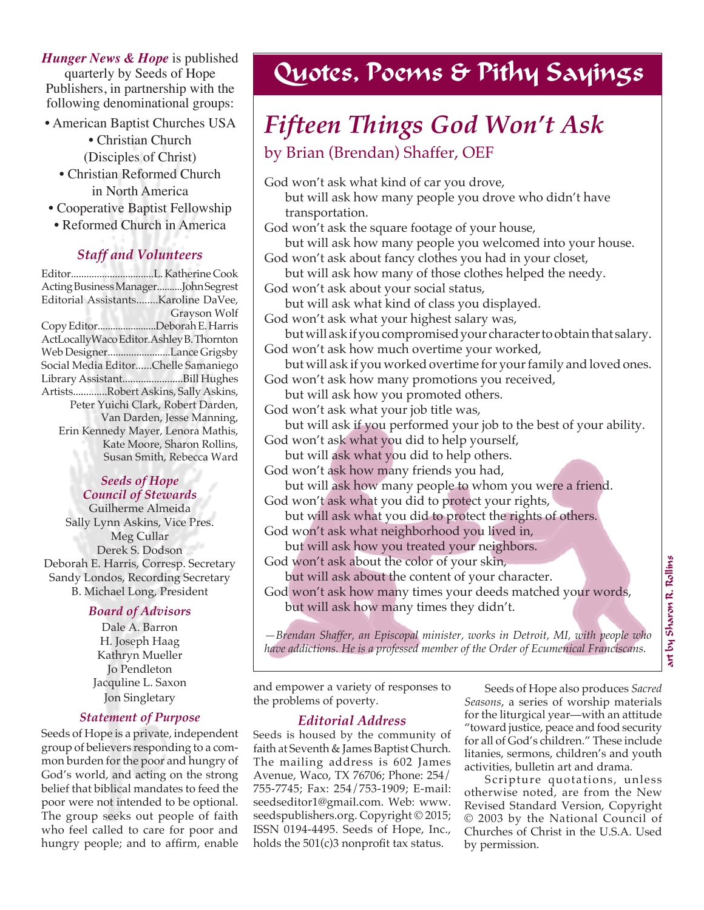***Hunger News & Hope*** is published quarterly by Seeds of Hope Publishers, in partnership with the following denominational groups:

- American Baptist Churches USA
- Christian Church (Disciples of Christ)
- Christian Reformed Church in North America
- Cooperative Baptist Fellowship
- Reformed Church in America

### *Staff and Volunteers*

Editor................................L. Katherine Cook
Acting Business Manager..........John Segrest
Editorial Assistants........Karoline DaVee, Grayson Wolf
Copy Editor.......................Deborah E. Harris
ActLocallyWaco Editor.Ashley B. Thornton
Web Designer........................Lance Grigsby
Social Media Editor......Chelle Samaniego
Library Assistant.......................Bill Hughes
Artists.............Robert Askins, Sally Askins, Peter Yuichi Clark, Robert Darden, Van Darden, Jesse Manning, Erin Kennedy Mayer, Lenora Mathis, Kate Moore, Sharon Rollins, Susan Smith, Rebecca Ward

### *Seeds of Hope Council of Stewards*

Guilherme Almeida
Sally Lynn Askins, Vice Pres.
Meg Cullar
Derek S. Dodson
Deborah E. Harris, Corresp. Secretary
Sandy Londos, Recording Secretary
B. Michael Long, President

### *Board of Advisors*

Dale A. Barron
H. Joseph Haag
Kathryn Mueller
Jo Pendleton
Jacquline L. Saxon
Jon Singletary

### *Statement of Purpose*

Seeds of Hope is a private, independent group of believers responding to a common burden for the poor and hungry of God's world, and acting on the strong belief that biblical mandates to feed the poor were not intended to be optional. The group seeks out people of faith who feel called to care for poor and hungry people; and to affirm, enable and empower a variety of responses to the problems of poverty.

### *Editorial Address*

Seeds is housed by the community of faith at Seventh & James Baptist Church. The mailing address is 602 James Avenue, Waco, TX 76706; Phone: 254/755-7745; Fax: 254/753-1909; E-mail: seedseditor1@gmail.com. Web: www.seedspublishers.org. Copyright © 2015; ISSN 0194-4495. Seeds of Hope, Inc., holds the 501(c)3 nonprofit tax status.

Seeds of Hope also produces *Sacred Seasons*, a series of worship materials for the liturgical year—with an attitude "toward justice, peace and food security for all of God's children." These include litanies, sermons, children's and youth activities, bulletin art and drama.

Scripture quotations, unless otherwise noted, are from the New Revised Standard Version, Copyright © 2003 by the National Council of Churches of Christ in the U.S.A. Used by permission.

# Quotes, Poems & Pithy Sayings

## *Fifteen Things God Won't Ask*

by Brian (Brendan) Shaffer, OEF

God won't ask what kind of car you drove,
but will ask how many people you drove who didn't have transportation.
God won't ask the square footage of your house,
but will ask how many people you welcomed into your house.
God won't ask about fancy clothes you had in your closet,
but will ask how many of those clothes helped the needy.
God won't ask about your social status,
but will ask what kind of class you displayed.
God won't ask what your highest salary was,
but will ask if you compromised your character to obtain that salary.
God won't ask how much overtime your worked,
but will ask if you worked overtime for your family and loved ones.
God won't ask how many promotions you received,
but will ask how you promoted others.
God won't ask what your job title was,
but will ask if you performed your job to the best of your ability.
God won't ask what you did to help yourself,
but will ask what you did to help others.
God won't ask how many friends you had,
but will ask how many people to whom you were a friend.
God won't ask what you did to protect your rights,
but will ask what you did to protect the rights of others.
God won't ask what neighborhood you lived in,
but will ask how you treated your neighbors.
God won't ask about the color of your skin,
but will ask about the content of your character.
God won't ask how many times your deeds matched your words,
but will ask how many times they didn't.

*—Brendan Shaffer, an Episcopal minister, works in Detroit, MI, with people who have addictions. He is a professed member of the Order of Ecumenical Franciscans.*

art by Sharon R. Rollins